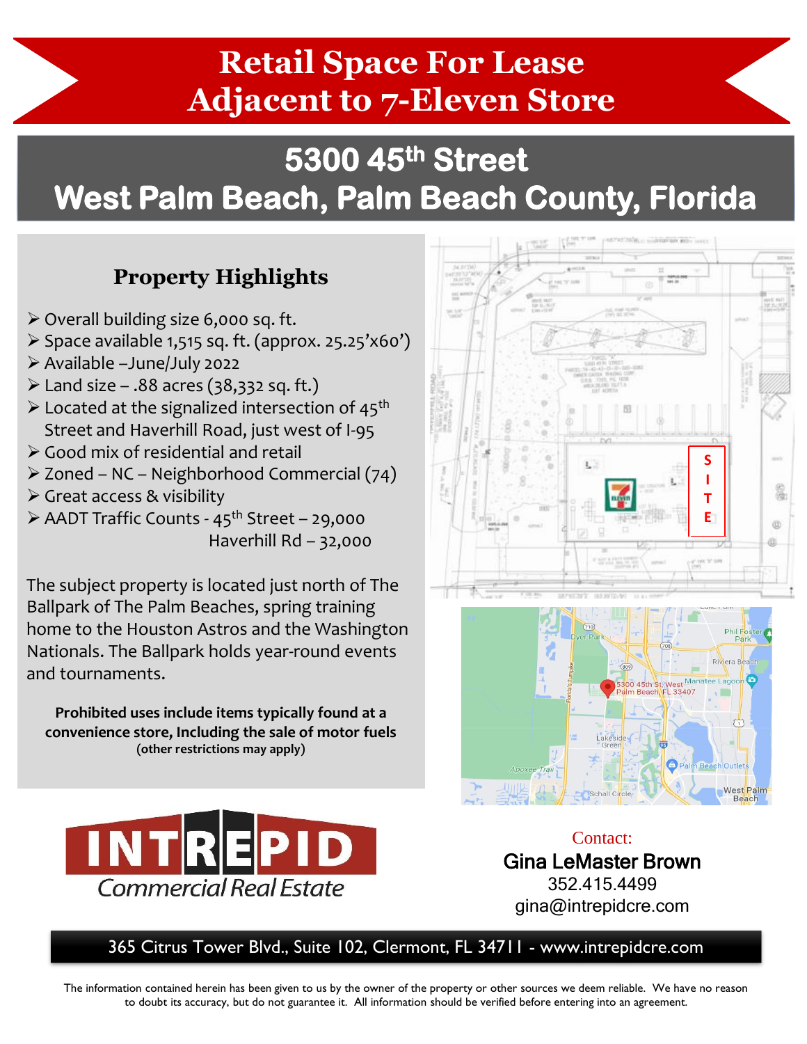# Retail Space For Lease Adjacent to 7-Eleven Store

## 5300 45th Street West Palm Beach, Palm Beach County, Florida

### Property Highlights

- Overall building size 6,000 sq. ft.
- Space available 1,515 sq. ft. (approx. 25.25'x60')
- Available –June/July 2022
- Land size – .88 acres (38,332 sq. ft.)
- Located at the signalized intersection of 45th Street and Haverhill Road, just west of I-95
- Good mix of residential and retail
- Zoned – NC – Neighborhood Commercial (74)
- Great access & visibility
- AADT Traffic Counts - 45th Street – 29,000
  Haverhill Rd – 32,000

The subject property is located just north of The Ballpark of The Palm Beaches, spring training home to the Houston Astros and the Washington Nationals. The Ballpark holds year-round events and tournaments.

**Prohibited uses include items typically found at a convenience store, Including the sale of motor fuels**
**(other restrictions may apply)**

SITE

5300 45th St, West Palm Beach, FL 33407

INTREPID Commercial Real Estate

Contact:
**Gina LeMaster Brown**
352.415.4499
gina@intrepidcre.com

365 Citrus Tower Blvd., Suite 102, Clermont, FL 34711 - www.intrepidcre.com

The information contained herein has been given to us by the owner of the property or other sources we deem reliable. We have no reason to doubt its accuracy, but do not guarantee it. All information should be verified before entering into an agreement.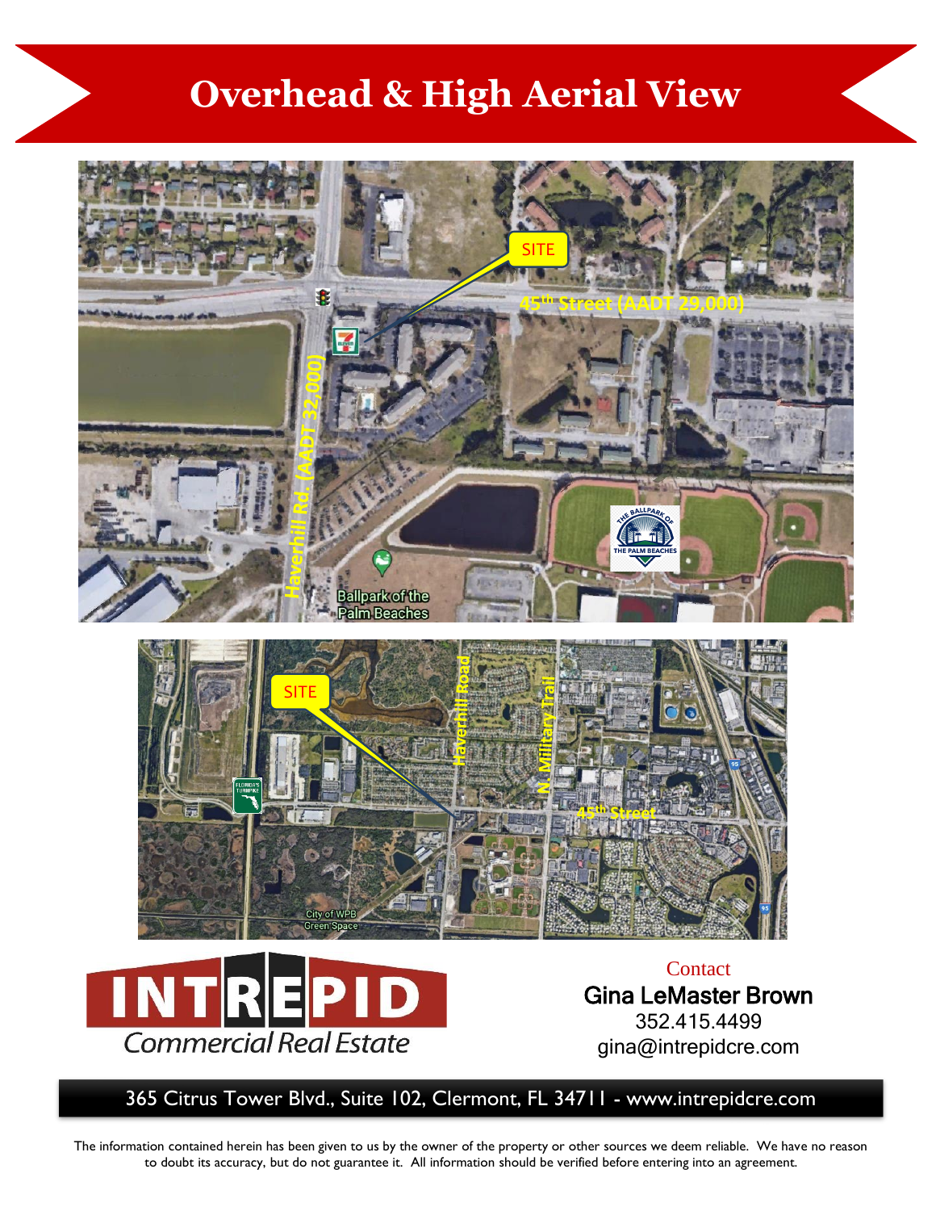# Overhead & High Aerial View

SITE

45th Street (AADT 29,000)

Haverhill Rd. (AADT 32,000)

Ballpark of the Palm Beaches

SITE

Haverhill Road

N. Military Trail

45th Street

City of WPB Green Space

INTREPID Commercial Real Estate

Contact

**Gina LeMaster Brown**

352.415.4499

gina@intrepidcre.com

365 Citrus Tower Blvd., Suite 102, Clermont, FL 34711 - www.intrepidcre.com

The information contained herein has been given to us by the owner of the property or other sources we deem reliable. We have no reason to doubt its accuracy, but do not guarantee it. All information should be verified before entering into an agreement.